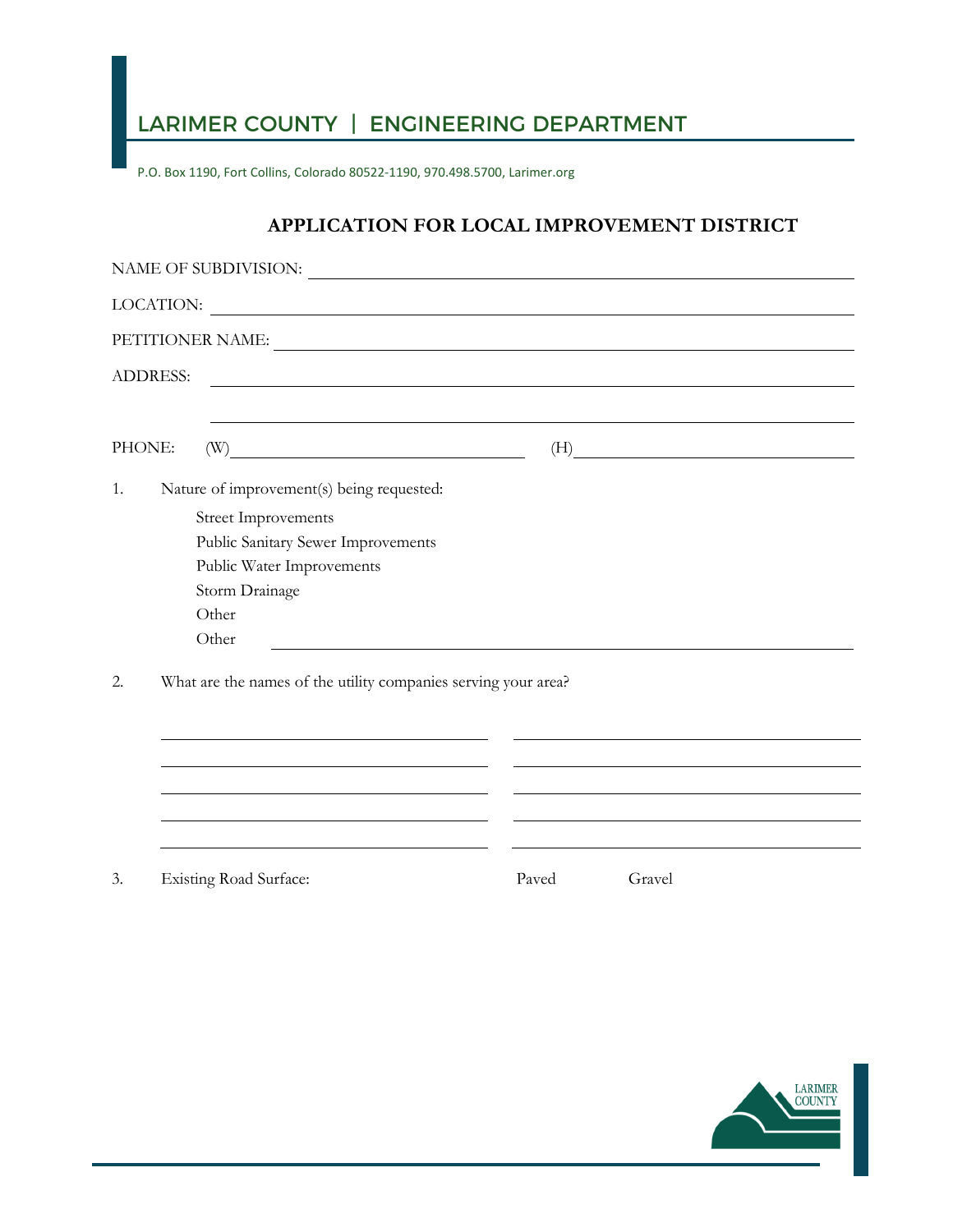# LARIMER COUNTY | ENGINEERING DEPARTMENT

P.O. Box 1190, Fort Collins, Colorado 80522-1190, 970.498.5700, Larimer.org

## APPLICATION FOR LOCAL IMPROVEMENT DISTRICT

NAME OF SUBDIVISION: ______________________________

LOCATION: ______________________________

PETITIONER NAME: ______________________________

ADDRESS: ______________________________

______________________________

PHONE: (W) ______________________ (H) ______________________

1. Nature of improvement(s) being requested:

   Street Improvements
   Public Sanitary Sewer Improvements
   Public Water Improvements
   Storm Drainage
   Other
   Other ______________________________

2. What are the names of the utility companies serving your area?

   ______________________ ______________________
   ______________________ ______________________
   ______________________ ______________________
   ______________________ ______________________
   ______________________ ______________________

3. Existing Road Surface: Paved Gravel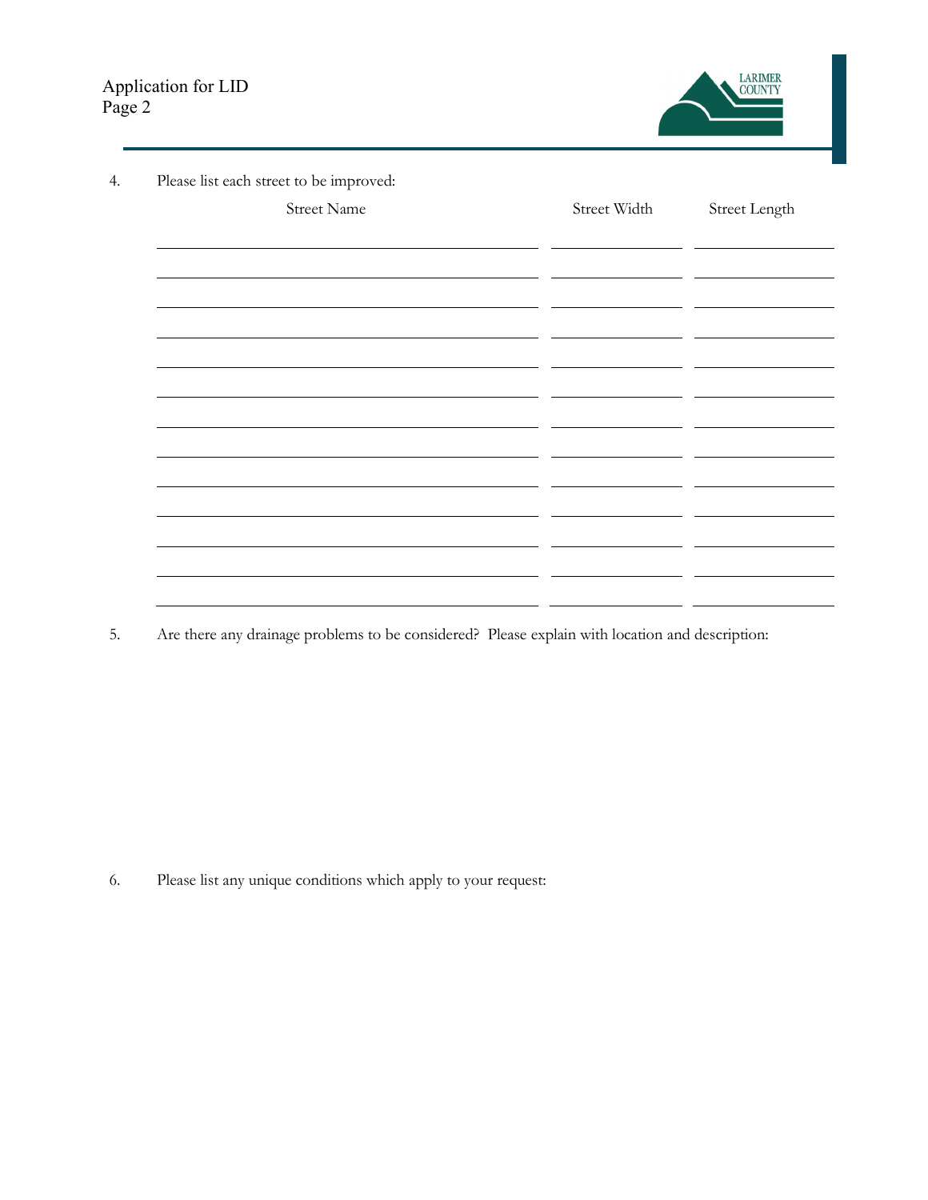4. Please list each street to be improved:

| Street Name | Street Width | Street Length |
| --- | --- | --- |
| | | |
| | | |
| | | |
| | | |
| | | |
| | | |
| | | |
| | | |
| | | |
| | | |
| | | |
| | | |
| | | |

5. Are there any drainage problems to be considered? Please explain with location and description:

6. Please list any unique conditions which apply to your request: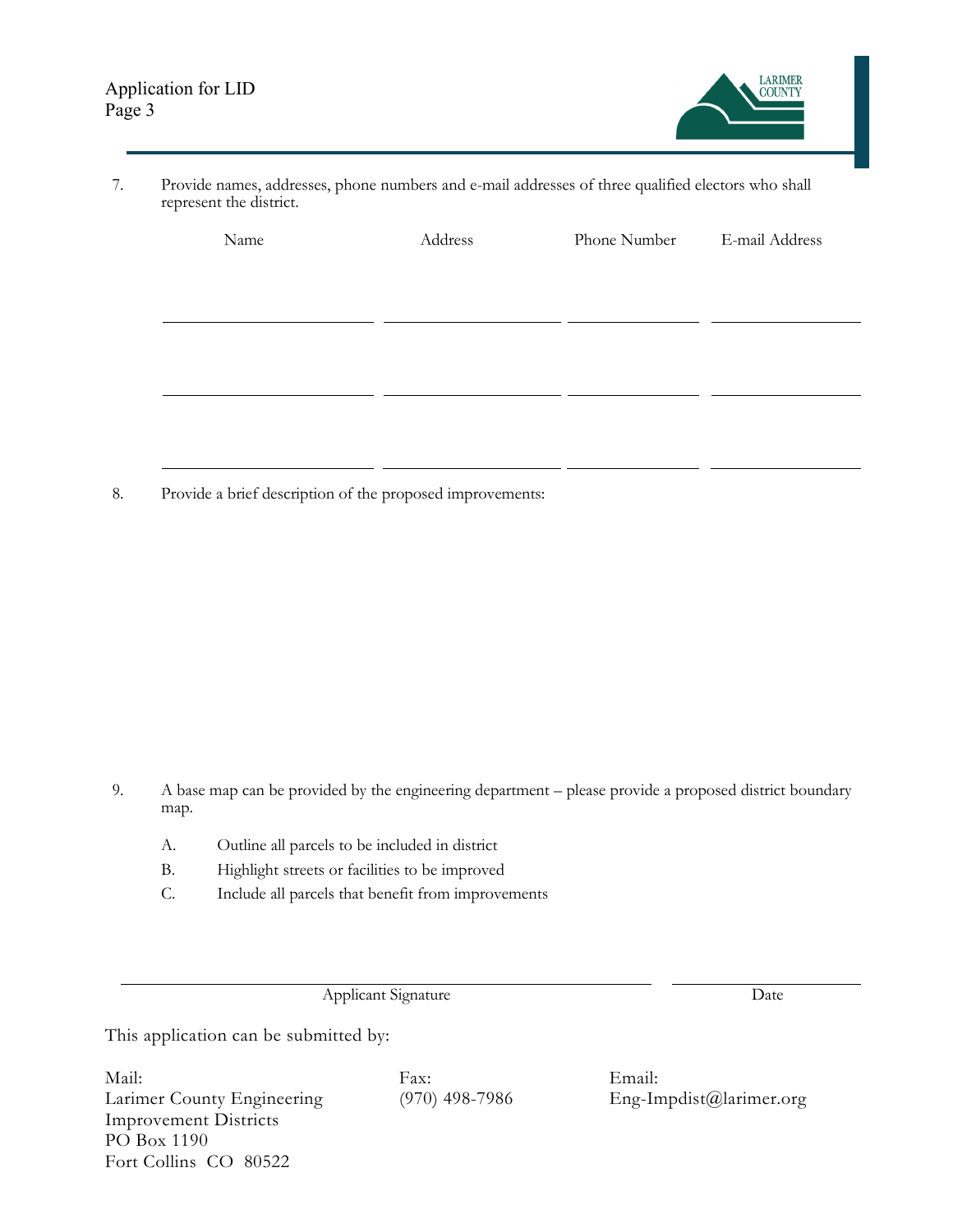7. Provide names, addresses, phone numbers and e-mail addresses of three qualified electors who shall represent the district.

| Name | Address | Phone Number | E-mail Address |
|---|---|---|---|
| | | | |
| | | | |
| | | | |

8. Provide a brief description of the proposed improvements:

9. A base map can be provided by the engineering department – please provide a proposed district boundary map.

   A. Outline all parcels to be included in district
   
   B. Highlight streets or facilities to be improved
   
   C. Include all parcels that benefit from improvements

\_\_\_\_\_\_\_\_\_\_\_\_\_\_\_\_\_\_\_\_\_\_\_\_\_\_\_\_\_\_\_\_\_\_\_\_\_\_\_\_ \_\_\_\_\_\_\_\_\_\_\_\_\_\_\_

Applicant Signature Date

This application can be submitted by:

Mail:
Larimer County Engineering
Improvement Districts
PO Box 1190
Fort Collins CO 80522

Fax:
(970) 498-7986

Email:
Eng-Impdist@larimer.org